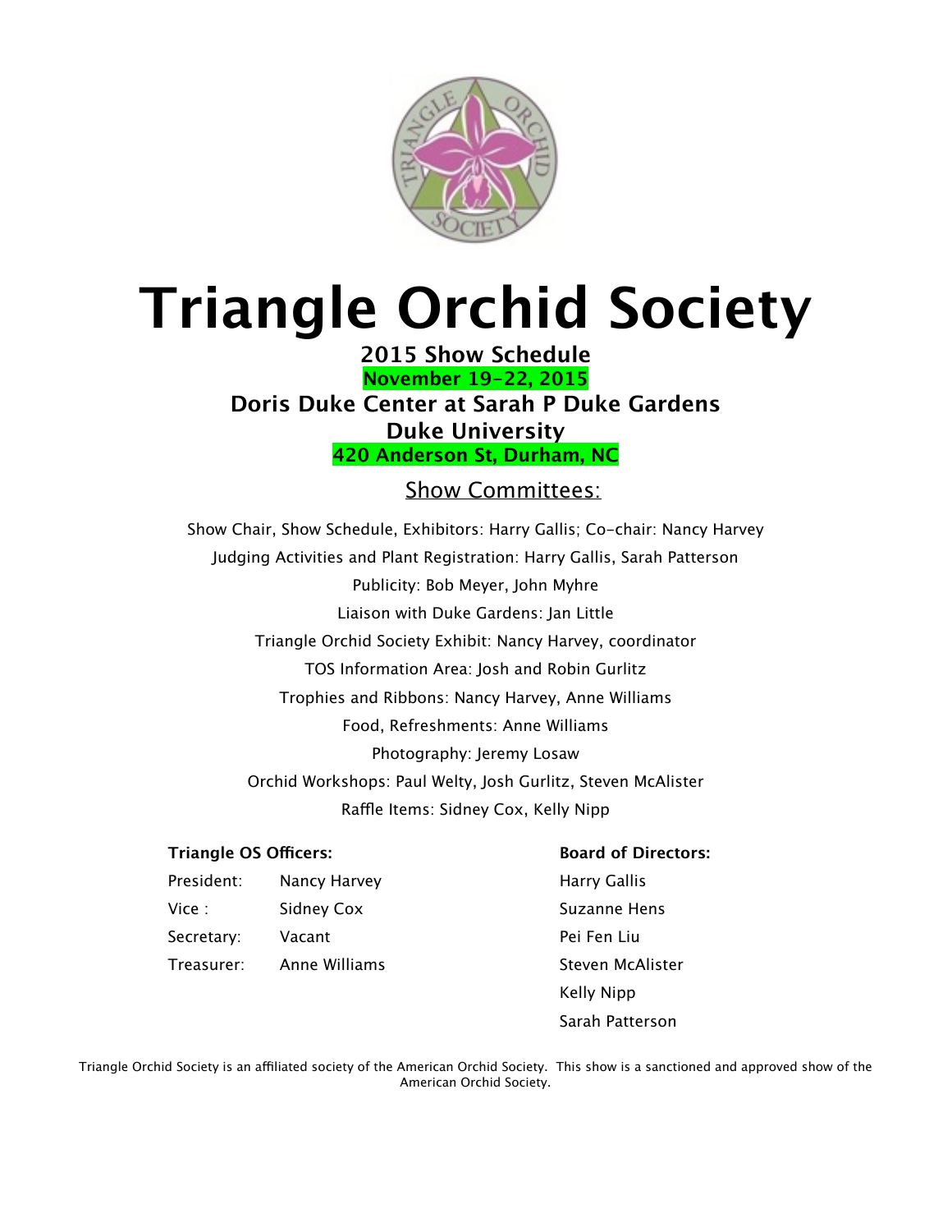# Triangle Orchid Society

## 2015 Show Schedule

**November 19-22, 2015**

**Doris Duke Center at Sarah P Duke Gardens**

**Duke University**

**420 Anderson St, Durham, NC**

## Show Committees:

Show Chair, Show Schedule, Exhibitors: Harry Gallis; Co-chair: Nancy Harvey

Judging Activities and Plant Registration: Harry Gallis, Sarah Patterson

Publicity: Bob Meyer, John Myhre

Liaison with Duke Gardens: Jan Little

Triangle Orchid Society Exhibit: Nancy Harvey, coordinator

TOS Information Area: Josh and Robin Gurlitz

Trophies and Ribbons: Nancy Harvey, Anne Williams

Food, Refreshments: Anne Williams

Photography: Jeremy Losaw

Orchid Workshops: Paul Welty, Josh Gurlitz, Steven McAlister

Raffle Items: Sidney Cox, Kelly Nipp

**Triangle OS Officers:**

| | |
|---|---|
| President: | Nancy Harvey |
| Vice : | Sidney Cox |
| Secretary: | Vacant |
| Treasurer: | Anne Williams |

**Board of Directors:**

Harry Gallis

Suzanne Hens

Pei Fen Liu

Steven McAlister

Kelly Nipp

Sarah Patterson

Triangle Orchid Society is an affiliated society of the American Orchid Society. This show is a sanctioned and approved show of the American Orchid Society.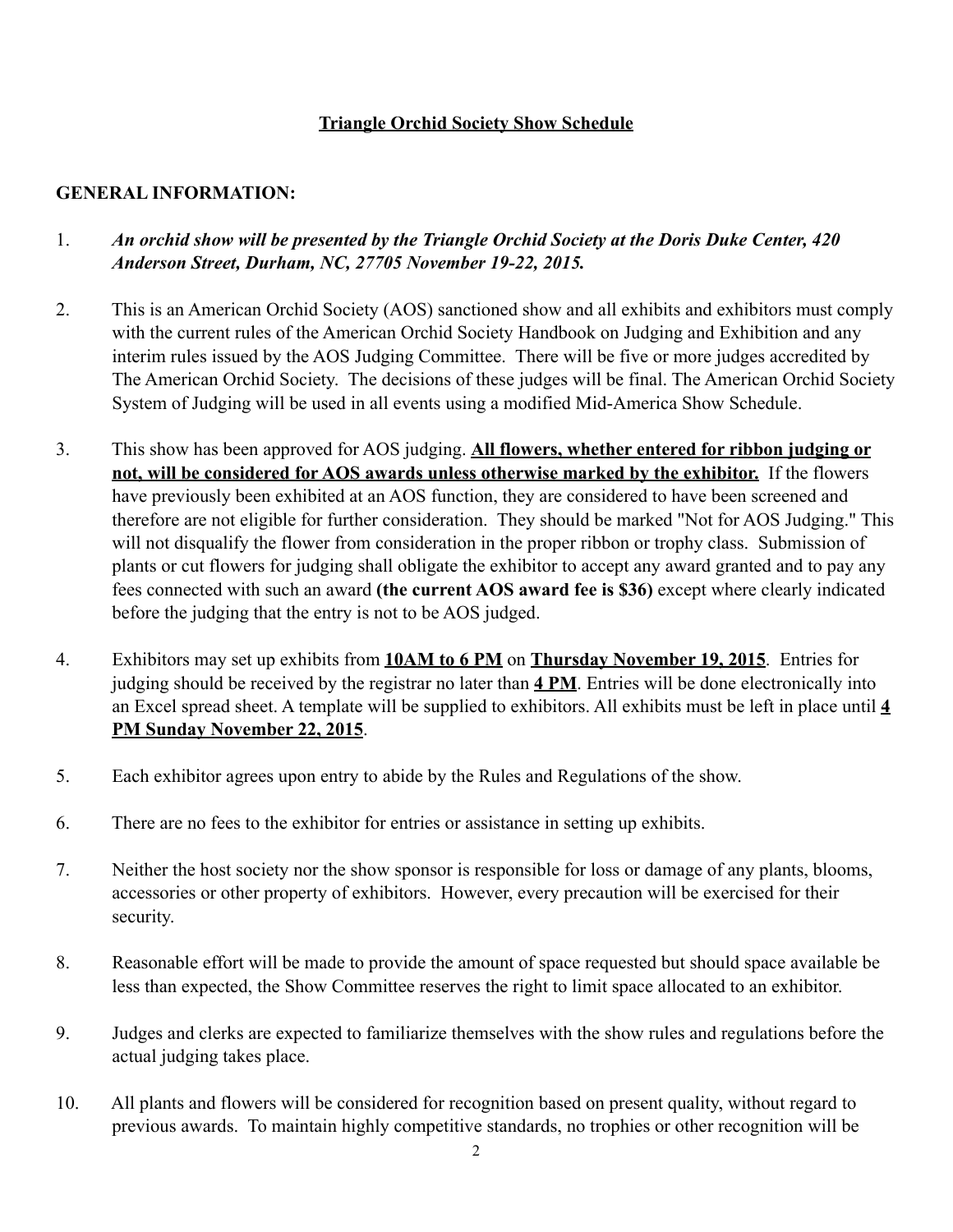# **Triangle Orchid Society Show Schedule**

## GENERAL INFORMATION:

1. ***An orchid show will be presented by the Triangle Orchid Society at the Doris Duke Center, 420 Anderson Street, Durham, NC, 27705 November 19-22, 2015.***

2. This is an American Orchid Society (AOS) sanctioned show and all exhibits and exhibitors must comply with the current rules of the American Orchid Society Handbook on Judging and Exhibition and any interim rules issued by the AOS Judging Committee. There will be five or more judges accredited by The American Orchid Society. The decisions of these judges will be final. The American Orchid Society System of Judging will be used in all events using a modified Mid-America Show Schedule.

3. This show has been approved for AOS judging. **All flowers, whether entered for ribbon judging or not, will be considered for AOS awards unless otherwise marked by the exhibitor.** If the flowers have previously been exhibited at an AOS function, they are considered to have been screened and therefore are not eligible for further consideration. They should be marked "Not for AOS Judging." This will not disqualify the flower from consideration in the proper ribbon or trophy class. Submission of plants or cut flowers for judging shall obligate the exhibitor to accept any award granted and to pay any fees connected with such an award **(the current AOS award fee is $36)** except where clearly indicated before the judging that the entry is not to be AOS judged.

4. Exhibitors may set up exhibits from **10AM to 6 PM** on **Thursday November 19, 2015**. Entries for judging should be received by the registrar no later than **4 PM**. Entries will be done electronically into an Excel spread sheet. A template will be supplied to exhibitors. All exhibits must be left in place until **4 PM Sunday November 22, 2015**.

5. Each exhibitor agrees upon entry to abide by the Rules and Regulations of the show.

6. There are no fees to the exhibitor for entries or assistance in setting up exhibits.

7. Neither the host society nor the show sponsor is responsible for loss or damage of any plants, blooms, accessories or other property of exhibitors. However, every precaution will be exercised for their security.

8. Reasonable effort will be made to provide the amount of space requested but should space available be less than expected, the Show Committee reserves the right to limit space allocated to an exhibitor.

9. Judges and clerks are expected to familiarize themselves with the show rules and regulations before the actual judging takes place.

10. All plants and flowers will be considered for recognition based on present quality, without regard to previous awards. To maintain highly competitive standards, no trophies or other recognition will be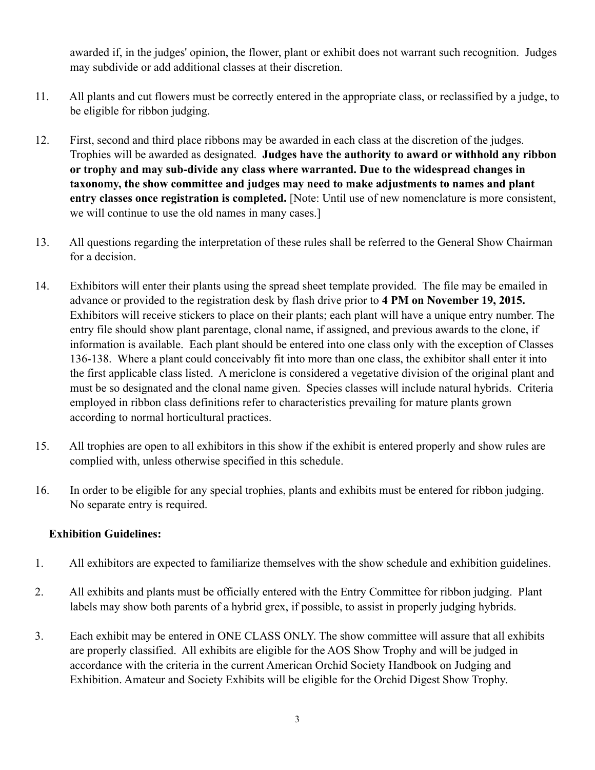awarded if, in the judges' opinion, the flower, plant or exhibit does not warrant such recognition. Judges may subdivide or add additional classes at their discretion.

11. All plants and cut flowers must be correctly entered in the appropriate class, or reclassified by a judge, to be eligible for ribbon judging.

12. First, second and third place ribbons may be awarded in each class at the discretion of the judges. Trophies will be awarded as designated. **Judges have the authority to award or withhold any ribbon or trophy and may sub-divide any class where warranted. Due to the widespread changes in taxonomy, the show committee and judges may need to make adjustments to names and plant entry classes once registration is completed.** [Note: Until use of new nomenclature is more consistent, we will continue to use the old names in many cases.]

13. All questions regarding the interpretation of these rules shall be referred to the General Show Chairman for a decision.

14. Exhibitors will enter their plants using the spread sheet template provided. The file may be emailed in advance or provided to the registration desk by flash drive prior to **4 PM on November 19, 2015.** Exhibitors will receive stickers to place on their plants; each plant will have a unique entry number. The entry file should show plant parentage, clonal name, if assigned, and previous awards to the clone, if information is available. Each plant should be entered into one class only with the exception of Classes 136-138. Where a plant could conceivably fit into more than one class, the exhibitor shall enter it into the first applicable class listed. A mericlone is considered a vegetative division of the original plant and must be so designated and the clonal name given. Species classes will include natural hybrids. Criteria employed in ribbon class definitions refer to characteristics prevailing for mature plants grown according to normal horticultural practices.

15. All trophies are open to all exhibitors in this show if the exhibit is entered properly and show rules are complied with, unless otherwise specified in this schedule.

16. In order to be eligible for any special trophies, plants and exhibits must be entered for ribbon judging. No separate entry is required.

**Exhibition Guidelines:**

1. All exhibitors are expected to familiarize themselves with the show schedule and exhibition guidelines.

2. All exhibits and plants must be officially entered with the Entry Committee for ribbon judging. Plant labels may show both parents of a hybrid grex, if possible, to assist in properly judging hybrids.

3. Each exhibit may be entered in ONE CLASS ONLY. The show committee will assure that all exhibits are properly classified. All exhibits are eligible for the AOS Show Trophy and will be judged in accordance with the criteria in the current American Orchid Society Handbook on Judging and Exhibition. Amateur and Society Exhibits will be eligible for the Orchid Digest Show Trophy.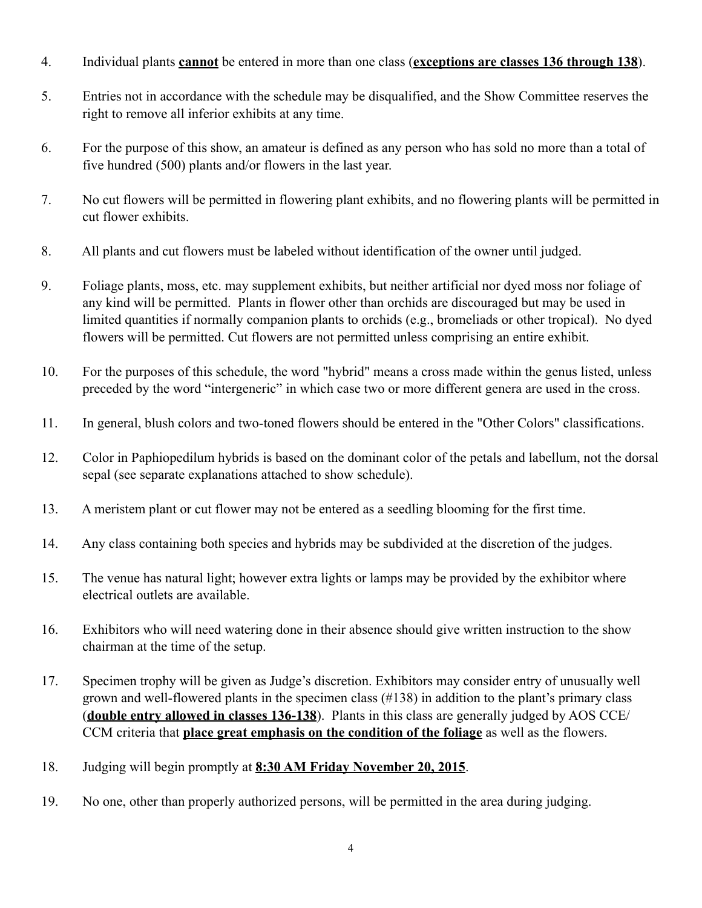4. Individual plants **cannot** be entered in more than one class (**exceptions are classes 136 through 138**).

5. Entries not in accordance with the schedule may be disqualified, and the Show Committee reserves the right to remove all inferior exhibits at any time.

6. For the purpose of this show, an amateur is defined as any person who has sold no more than a total of five hundred (500) plants and/or flowers in the last year.

7. No cut flowers will be permitted in flowering plant exhibits, and no flowering plants will be permitted in cut flower exhibits.

8. All plants and cut flowers must be labeled without identification of the owner until judged.

9. Foliage plants, moss, etc. may supplement exhibits, but neither artificial nor dyed moss nor foliage of any kind will be permitted. Plants in flower other than orchids are discouraged but may be used in limited quantities if normally companion plants to orchids (e.g., bromeliads or other tropical). No dyed flowers will be permitted. Cut flowers are not permitted unless comprising an entire exhibit.

10. For the purposes of this schedule, the word "hybrid" means a cross made within the genus listed, unless preceded by the word "intergeneric" in which case two or more different genera are used in the cross.

11. In general, blush colors and two-toned flowers should be entered in the "Other Colors" classifications.

12. Color in Paphiopedilum hybrids is based on the dominant color of the petals and labellum, not the dorsal sepal (see separate explanations attached to show schedule).

13. A meristem plant or cut flower may not be entered as a seedling blooming for the first time.

14. Any class containing both species and hybrids may be subdivided at the discretion of the judges.

15. The venue has natural light; however extra lights or lamps may be provided by the exhibitor where electrical outlets are available.

16. Exhibitors who will need watering done in their absence should give written instruction to the show chairman at the time of the setup.

17. Specimen trophy will be given as Judge's discretion. Exhibitors may consider entry of unusually well grown and well-flowered plants in the specimen class (#138) in addition to the plant's primary class (**double entry allowed in classes 136-138**). Plants in this class are generally judged by AOS CCE/ CCM criteria that **place great emphasis on the condition of the foliage** as well as the flowers.

18. Judging will begin promptly at **8:30 AM Friday November 20, 2015**.

19. No one, other than properly authorized persons, will be permitted in the area during judging.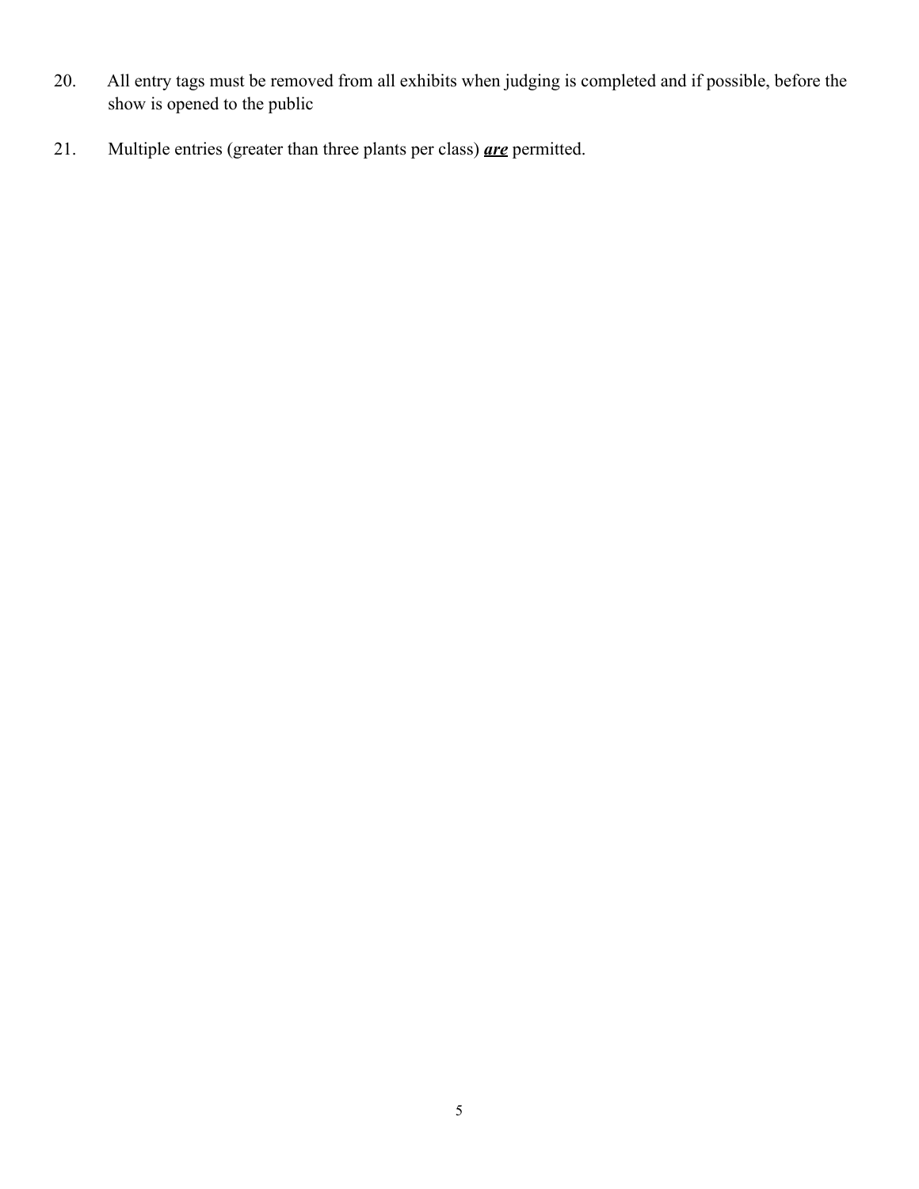20. All entry tags must be removed from all exhibits when judging is completed and if possible, before the show is opened to the public

21. Multiple entries (greater than three plants per class) ***are*** permitted.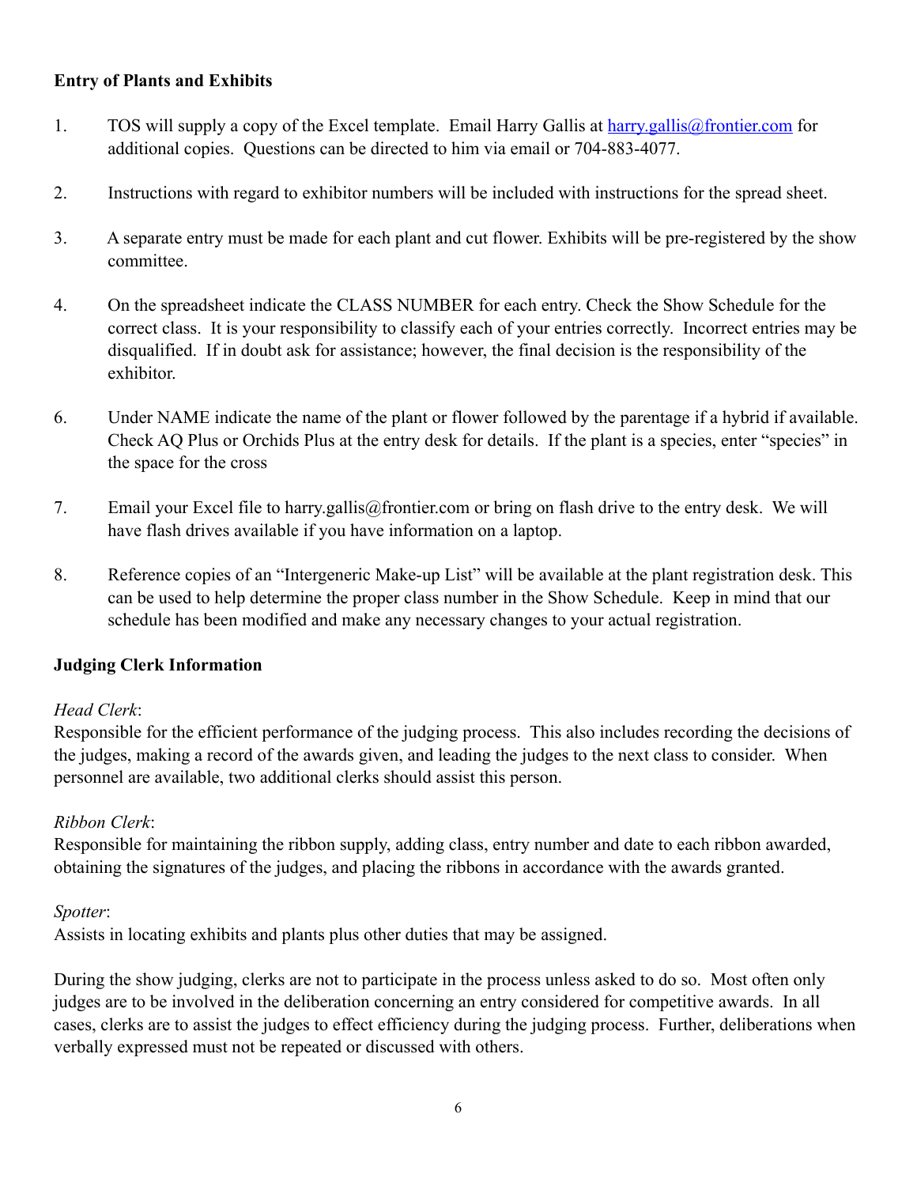**Entry of Plants and Exhibits**

1. TOS will supply a copy of the Excel template. Email Harry Gallis at harry.gallis@frontier.com for additional copies. Questions can be directed to him via email or 704-883-4077.

2. Instructions with regard to exhibitor numbers will be included with instructions for the spread sheet.

3. A separate entry must be made for each plant and cut flower. Exhibits will be pre-registered by the show committee.

4. On the spreadsheet indicate the CLASS NUMBER for each entry. Check the Show Schedule for the correct class. It is your responsibility to classify each of your entries correctly. Incorrect entries may be disqualified. If in doubt ask for assistance; however, the final decision is the responsibility of the exhibitor.

6. Under NAME indicate the name of the plant or flower followed by the parentage if a hybrid if available. Check AQ Plus or Orchids Plus at the entry desk for details. If the plant is a species, enter "species" in the space for the cross

7. Email your Excel file to harry.gallis@frontier.com or bring on flash drive to the entry desk. We will have flash drives available if you have information on a laptop.

8. Reference copies of an "Intergeneric Make-up List" will be available at the plant registration desk. This can be used to help determine the proper class number in the Show Schedule. Keep in mind that our schedule has been modified and make any necessary changes to your actual registration.

**Judging Clerk Information**

*Head Clerk*:
Responsible for the efficient performance of the judging process. This also includes recording the decisions of the judges, making a record of the awards given, and leading the judges to the next class to consider. When personnel are available, two additional clerks should assist this person.

*Ribbon Clerk*:
Responsible for maintaining the ribbon supply, adding class, entry number and date to each ribbon awarded, obtaining the signatures of the judges, and placing the ribbons in accordance with the awards granted.

*Spotter*:
Assists in locating exhibits and plants plus other duties that may be assigned.

During the show judging, clerks are not to participate in the process unless asked to do so. Most often only judges are to be involved in the deliberation concerning an entry considered for competitive awards. In all cases, clerks are to assist the judges to effect efficiency during the judging process. Further, deliberations when verbally expressed must not be repeated or discussed with others.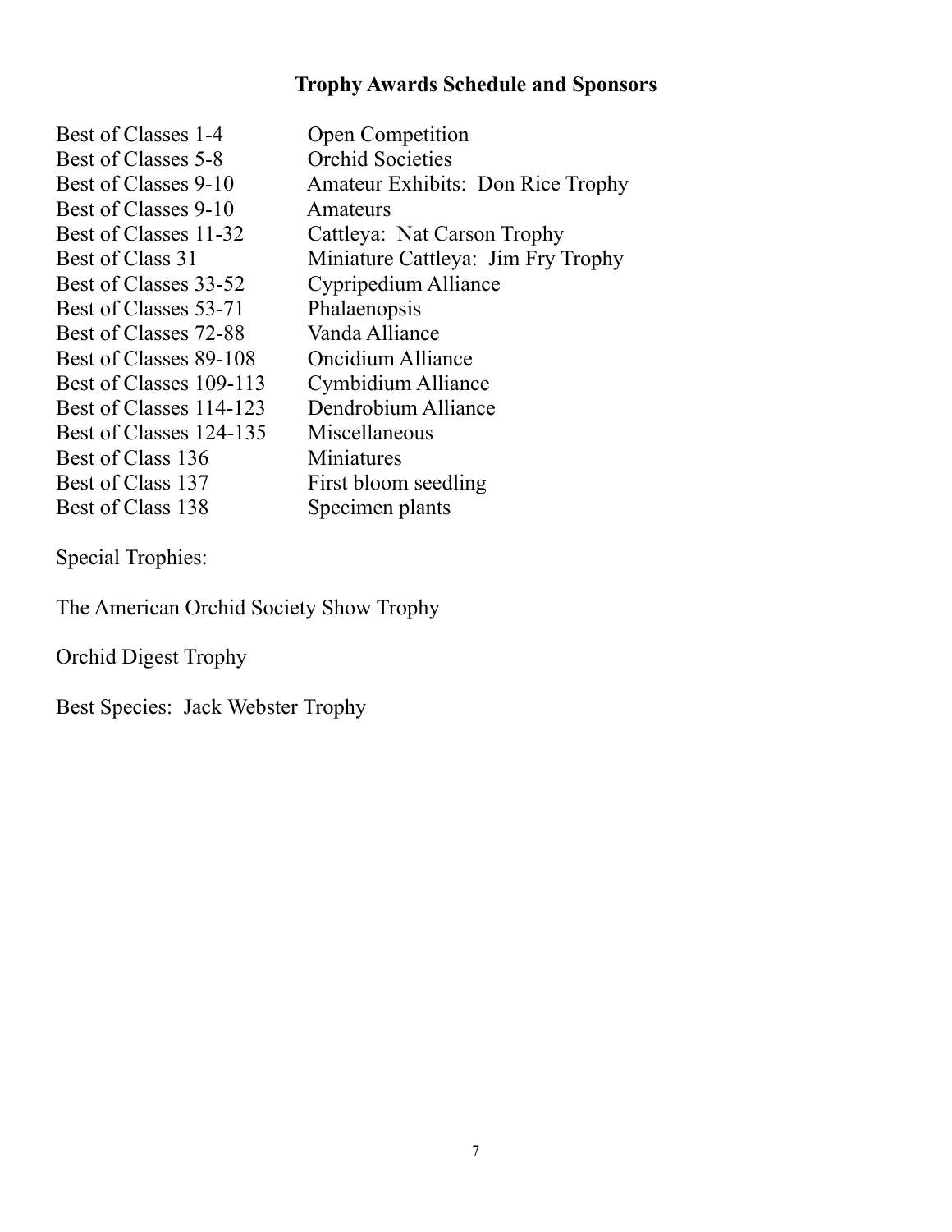## Trophy Awards Schedule and Sponsors

| | |
|---|---|
| Best of Classes 1-4 | Open Competition |
| Best of Classes 5-8 | Orchid Societies |
| Best of Classes 9-10 | Amateur Exhibits: Don Rice Trophy |
| Best of Classes 9-10 | Amateurs |
| Best of Classes 11-32 | Cattleya: Nat Carson Trophy |
| Best of Class 31 | Miniature Cattleya: Jim Fry Trophy |
| Best of Classes 33-52 | Cypripedium Alliance |
| Best of Classes 53-71 | Phalaenopsis |
| Best of Classes 72-88 | Vanda Alliance |
| Best of Classes 89-108 | Oncidium Alliance |
| Best of Classes 109-113 | Cymbidium Alliance |
| Best of Classes 114-123 | Dendrobium Alliance |
| Best of Classes 124-135 | Miscellaneous |
| Best of Class 136 | Miniatures |
| Best of Class 137 | First bloom seedling |
| Best of Class 138 | Specimen plants |

Special Trophies:

The American Orchid Society Show Trophy

Orchid Digest Trophy

Best Species: Jack Webster Trophy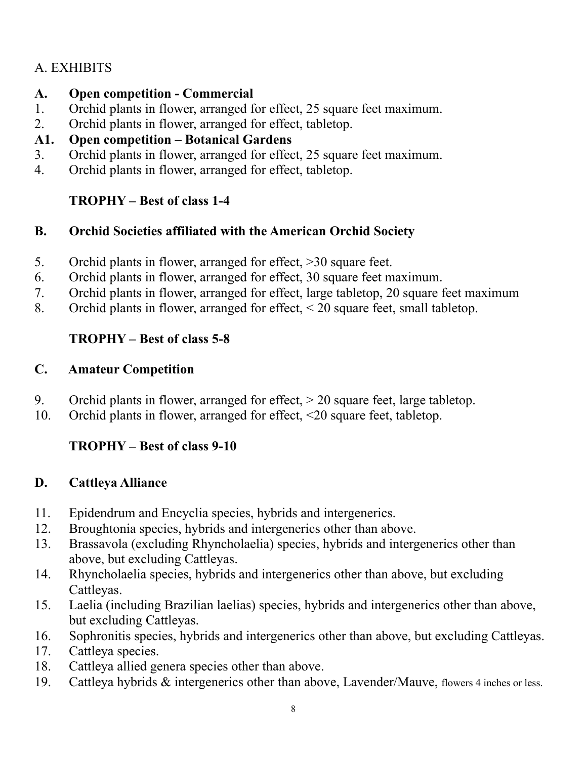A. EXHIBITS

**A. Open competition - Commercial**

1. Orchid plants in flower, arranged for effect, 25 square feet maximum.
2. Orchid plants in flower, arranged for effect, tabletop.

**A1. Open competition – Botanical Gardens**

3. Orchid plants in flower, arranged for effect, 25 square feet maximum.
4. Orchid plants in flower, arranged for effect, tabletop.

**TROPHY – Best of class 1-4**

**B. Orchid Societies affiliated with the American Orchid Society**

5. Orchid plants in flower, arranged for effect, >30 square feet.
6. Orchid plants in flower, arranged for effect, 30 square feet maximum.
7. Orchid plants in flower, arranged for effect, large tabletop, 20 square feet maximum
8. Orchid plants in flower, arranged for effect, < 20 square feet, small tabletop.

**TROPHY – Best of class 5-8**

**C. Amateur Competition**

9. Orchid plants in flower, arranged for effect, > 20 square feet, large tabletop.
10. Orchid plants in flower, arranged for effect, <20 square feet, tabletop.

**TROPHY – Best of class 9-10**

**D. Cattleya Alliance**

11. Epidendrum and Encyclia species, hybrids and intergenerics.
12. Broughtonia species, hybrids and intergenerics other than above.
13. Brassavola (excluding Rhyncholaelia) species, hybrids and intergenerics other than above, but excluding Cattleyas.
14. Rhyncholaelia species, hybrids and intergenerics other than above, but excluding Cattleyas.
15. Laelia (including Brazilian laelias) species, hybrids and intergenerics other than above, but excluding Cattleyas.
16. Sophronitis species, hybrids and intergenerics other than above, but excluding Cattleyas.
17. Cattleya species.
18. Cattleya allied genera species other than above.
19. Cattleya hybrids & intergenerics other than above, Lavender/Mauve, flowers 4 inches or less.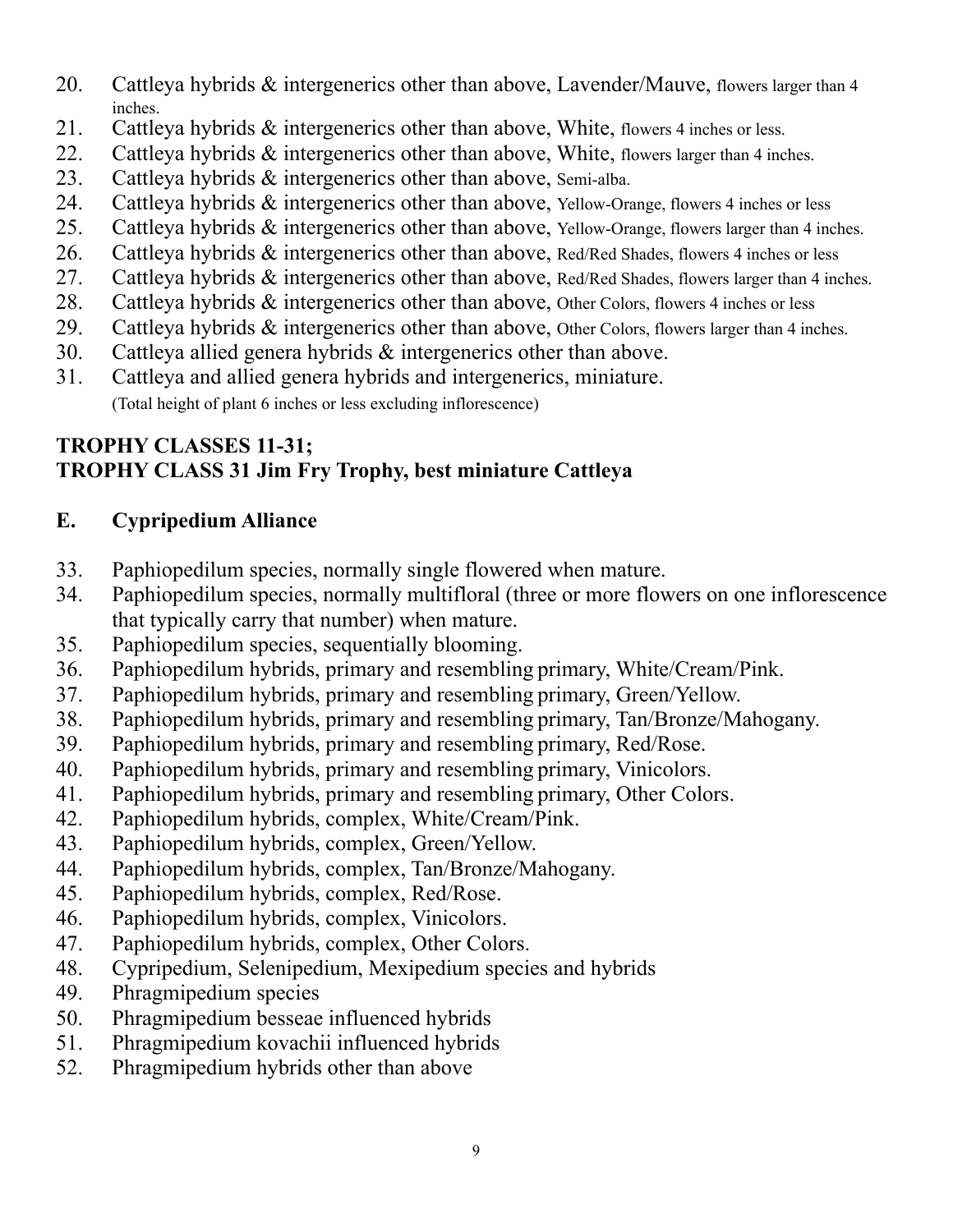20. Cattleya hybrids & intergenerics other than above, Lavender/Mauve, flowers larger than 4 inches.
21. Cattleya hybrids & intergenerics other than above, White, flowers 4 inches or less.
22. Cattleya hybrids & intergenerics other than above, White, flowers larger than 4 inches.
23. Cattleya hybrids & intergenerics other than above, Semi-alba.
24. Cattleya hybrids & intergenerics other than above, Yellow-Orange, flowers 4 inches or less
25. Cattleya hybrids & intergenerics other than above, Yellow-Orange, flowers larger than 4 inches.
26. Cattleya hybrids & intergenerics other than above, Red/Red Shades, flowers 4 inches or less
27. Cattleya hybrids & intergenerics other than above, Red/Red Shades, flowers larger than 4 inches.
28. Cattleya hybrids & intergenerics other than above, Other Colors, flowers 4 inches or less
29. Cattleya hybrids & intergenerics other than above, Other Colors, flowers larger than 4 inches.
30. Cattleya allied genera hybrids & intergenerics other than above.
31. Cattleya and allied genera hybrids and intergenerics, miniature.
    (Total height of plant 6 inches or less excluding inflorescence)

**TROPHY CLASSES 11-31;**
**TROPHY CLASS 31 Jim Fry Trophy, best miniature Cattleya**

## E. Cypripedium Alliance

33. Paphiopedilum species, normally single flowered when mature.
34. Paphiopedilum species, normally multifloral (three or more flowers on one inflorescence that typically carry that number) when mature.
35. Paphiopedilum species, sequentially blooming.
36. Paphiopedilum hybrids, primary and resembling primary, White/Cream/Pink.
37. Paphiopedilum hybrids, primary and resembling primary, Green/Yellow.
38. Paphiopedilum hybrids, primary and resembling primary, Tan/Bronze/Mahogany.
39. Paphiopedilum hybrids, primary and resembling primary, Red/Rose.
40. Paphiopedilum hybrids, primary and resembling primary, Vinicolors.
41. Paphiopedilum hybrids, primary and resembling primary, Other Colors.
42. Paphiopedilum hybrids, complex, White/Cream/Pink.
43. Paphiopedilum hybrids, complex, Green/Yellow.
44. Paphiopedilum hybrids, complex, Tan/Bronze/Mahogany.
45. Paphiopedilum hybrids, complex, Red/Rose.
46. Paphiopedilum hybrids, complex, Vinicolors.
47. Paphiopedilum hybrids, complex, Other Colors.
48. Cypripedium, Selenipedium, Mexipedium species and hybrids
49. Phragmipedium species
50. Phragmipedium besseae influenced hybrids
51. Phragmipedium kovachii influenced hybrids
52. Phragmipedium hybrids other than above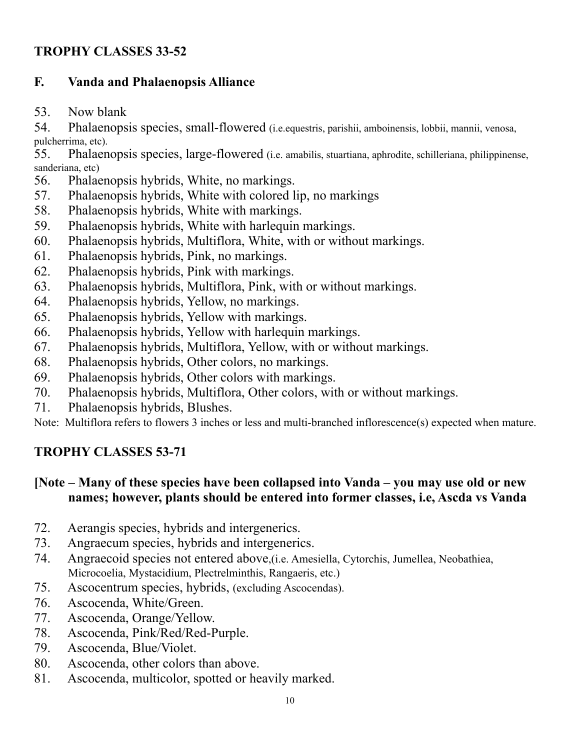**TROPHY CLASSES 33-52**

## F. Vanda and Phalaenopsis Alliance

53. Now blank
54. Phalaenopsis species, small-flowered (i.e.equestris, parishii, amboinensis, lobbii, mannii, venosa, pulcherrima, etc).
55. Phalaenopsis species, large-flowered (i.e. amabilis, stuartiana, aphrodite, schilleriana, philippinense, sanderiana, etc)
56. Phalaenopsis hybrids, White, no markings.
57. Phalaenopsis hybrids, White with colored lip, no markings
58. Phalaenopsis hybrids, White with markings.
59. Phalaenopsis hybrids, White with harlequin markings.
60. Phalaenopsis hybrids, Multiflora, White, with or without markings.
61. Phalaenopsis hybrids, Pink, no markings.
62. Phalaenopsis hybrids, Pink with markings.
63. Phalaenopsis hybrids, Multiflora, Pink, with or without markings.
64. Phalaenopsis hybrids, Yellow, no markings.
65. Phalaenopsis hybrids, Yellow with markings.
66. Phalaenopsis hybrids, Yellow with harlequin markings.
67. Phalaenopsis hybrids, Multiflora, Yellow, with or without markings.
68. Phalaenopsis hybrids, Other colors, no markings.
69. Phalaenopsis hybrids, Other colors with markings.
70. Phalaenopsis hybrids, Multiflora, Other colors, with or without markings.
71. Phalaenopsis hybrids, Blushes.

Note: Multiflora refers to flowers 3 inches or less and multi-branched inflorescence(s) expected when mature.

**TROPHY CLASSES 53-71**

**[Note – Many of these species have been collapsed into Vanda – you may use old or new names; however, plants should be entered into former classes, i.e, Ascda vs Vanda**

72. Aerangis species, hybrids and intergenerics.
73. Angraecum species, hybrids and intergenerics.
74. Angraecoid species not entered above,(i.e. Amesiella, Cytorchis, Jumellea, Neobathiea, Microcoelia, Mystacidium, Plectrelminthis, Rangaeris, etc.)
75. Ascocentrum species, hybrids, (excluding Ascocendas).
76. Ascocenda, White/Green.
77. Ascocenda, Orange/Yellow.
78. Ascocenda, Pink/Red/Red-Purple.
79. Ascocenda, Blue/Violet.
80. Ascocenda, other colors than above.
81. Ascocenda, multicolor, spotted or heavily marked.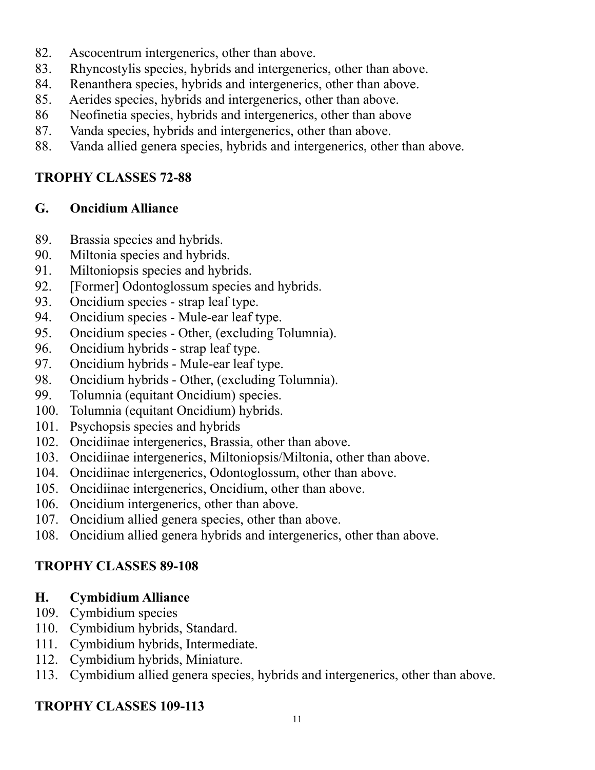82. Ascocentrum intergenerics, other than above.
83. Rhyncostylis species, hybrids and intergenerics, other than above.
84. Renanthera species, hybrids and intergenerics, other than above.
85. Aerides species, hybrids and intergenerics, other than above.
86 Neofinetia species, hybrids and intergenerics, other than above
87. Vanda species, hybrids and intergenerics, other than above.
88. Vanda allied genera species, hybrids and intergenerics, other than above.

**TROPHY CLASSES 72-88**

## G. Oncidium Alliance

89. Brassia species and hybrids.
90. Miltonia species and hybrids.
91. Miltoniopsis species and hybrids.
92. [Former] Odontoglossum species and hybrids.
93. Oncidium species - strap leaf type.
94. Oncidium species - Mule-ear leaf type.
95. Oncidium species - Other, (excluding Tolumnia).
96. Oncidium hybrids - strap leaf type.
97. Oncidium hybrids - Mule-ear leaf type.
98. Oncidium hybrids - Other, (excluding Tolumnia).
99. Tolumnia (equitant Oncidium) species.
100. Tolumnia (equitant Oncidium) hybrids.
101. Psychopsis species and hybrids
102. Oncidiinae intergenerics, Brassia, other than above.
103. Oncidiinae intergenerics, Miltoniopsis/Miltonia, other than above.
104. Oncidiinae intergenerics, Odontoglossum, other than above.
105. Oncidiinae intergenerics, Oncidium, other than above.
106. Oncidium intergenerics, other than above.
107. Oncidium allied genera species, other than above.
108. Oncidium allied genera hybrids and intergenerics, other than above.

**TROPHY CLASSES 89-108**

## H. Cymbidium Alliance

109. Cymbidium species
110. Cymbidium hybrids, Standard.
111. Cymbidium hybrids, Intermediate.
112. Cymbidium hybrids, Miniature.
113. Cymbidium allied genera species, hybrids and intergenerics, other than above.

**TROPHY CLASSES 109-113**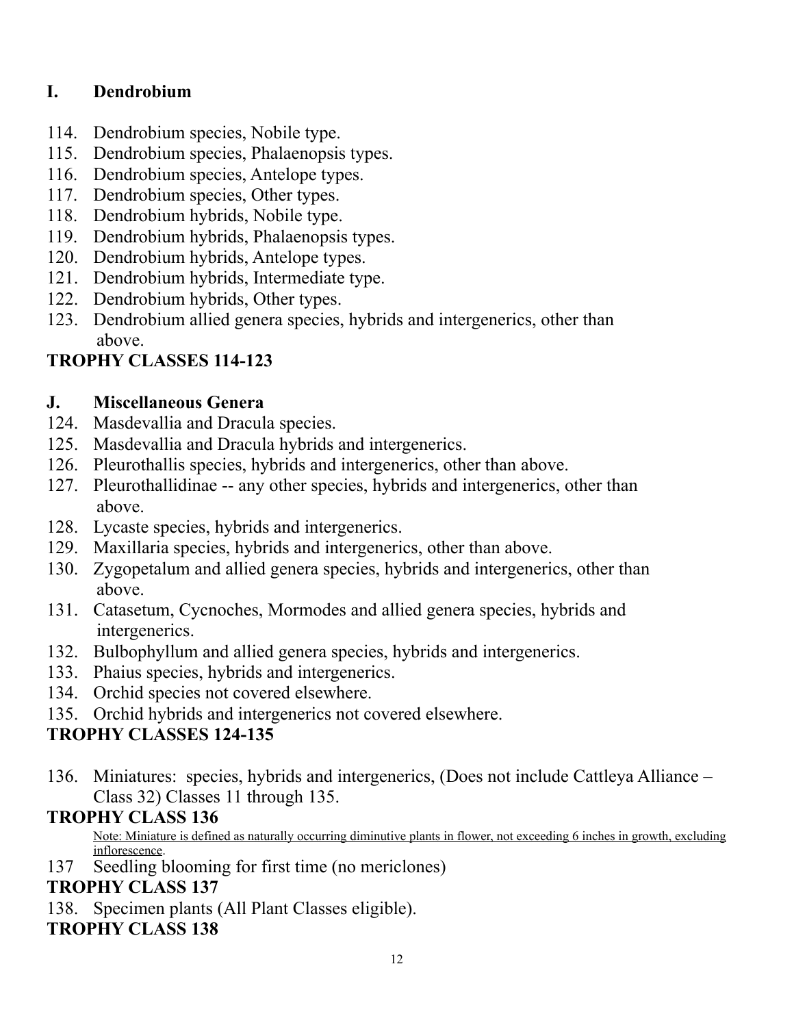## I. Dendrobium

114. Dendrobium species, Nobile type.
115. Dendrobium species, Phalaenopsis types.
116. Dendrobium species, Antelope types.
117. Dendrobium species, Other types.
118. Dendrobium hybrids, Nobile type.
119. Dendrobium hybrids, Phalaenopsis types.
120. Dendrobium hybrids, Antelope types.
121. Dendrobium hybrids, Intermediate type.
122. Dendrobium hybrids, Other types.
123. Dendrobium allied genera species, hybrids and intergenerics, other than above.

**TROPHY CLASSES 114-123**

## J. Miscellaneous Genera

124. Masdevallia and Dracula species.
125. Masdevallia and Dracula hybrids and intergenerics.
126. Pleurothallis species, hybrids and intergenerics, other than above.
127. Pleurothallidinae -- any other species, hybrids and intergenerics, other than above.
128. Lycaste species, hybrids and intergenerics.
129. Maxillaria species, hybrids and intergenerics, other than above.
130. Zygopetalum and allied genera species, hybrids and intergenerics, other than above.
131. Catasetum, Cycnoches, Mormodes and allied genera species, hybrids and intergenerics.
132. Bulbophyllum and allied genera species, hybrids and intergenerics.
133. Phaius species, hybrids and intergenerics.
134. Orchid species not covered elsewhere.
135. Orchid hybrids and intergenerics not covered elsewhere.

**TROPHY CLASSES 124-135**

136. Miniatures: species, hybrids and intergenerics, (Does not include Cattleya Alliance – Class 32) Classes 11 through 135.

**TROPHY CLASS 136**

Note: Miniature is defined as naturally occurring diminutive plants in flower, not exceeding 6 inches in growth, excluding inflorescence.

137 Seedling blooming for first time (no mericlones)

**TROPHY CLASS 137**

138. Specimen plants (All Plant Classes eligible).

**TROPHY CLASS 138**